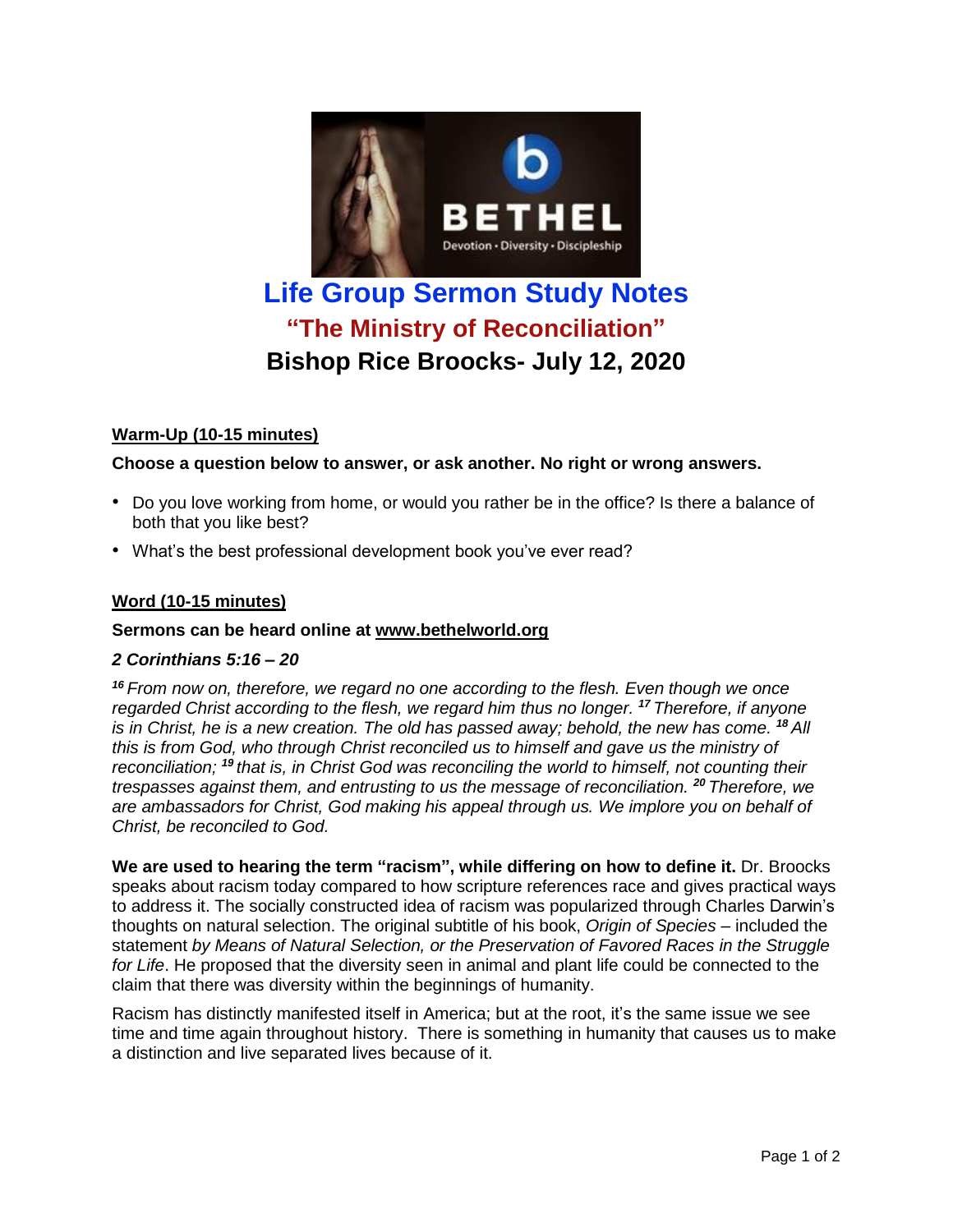# Life Group Sermon Study Notes

## "The Ministry of Reconciliation"

## Bishop Rice Broocks- July 12, 2020

**Warm-Up (10-15 minutes)**

**Choose a question below to answer, or ask another. No right or wrong answers.**

- Do you love working from home, or would you rather be in the office? Is there a balance of both that you like best?
- What's the best professional development book you've ever read?

**Word (10-15 minutes)**

**Sermons can be heard online at www.bethelworld.org**

***2 Corinthians 5:16 – 20***

*[16] From now on, therefore, we regard no one according to the flesh. Even though we once regarded Christ according to the flesh, we regard him thus no longer. [17] Therefore, if anyone is in Christ, he is a new creation. The old has passed away; behold, the new has come. [18] All this is from God, who through Christ reconciled us to himself and gave us the ministry of reconciliation; [19] that is, in Christ God was reconciling the world to himself, not counting their trespasses against them, and entrusting to us the message of reconciliation. [20] Therefore, we are ambassadors for Christ, God making his appeal through us. We implore you on behalf of Christ, be reconciled to God.*

**We are used to hearing the term "racism", while differing on how to define it.** Dr. Broocks speaks about racism today compared to how scripture references race and gives practical ways to address it. The socially constructed idea of racism was popularized through Charles Darwin's thoughts on natural selection. The original subtitle of his book, *Origin of Species* – included the statement *by Means of Natural Selection, or the Preservation of Favored Races in the Struggle for Life*. He proposed that the diversity seen in animal and plant life could be connected to the claim that there was diversity within the beginnings of humanity.

Racism has distinctly manifested itself in America; but at the root, it's the same issue we see time and time again throughout history. There is something in humanity that causes us to make a distinction and live separated lives because of it.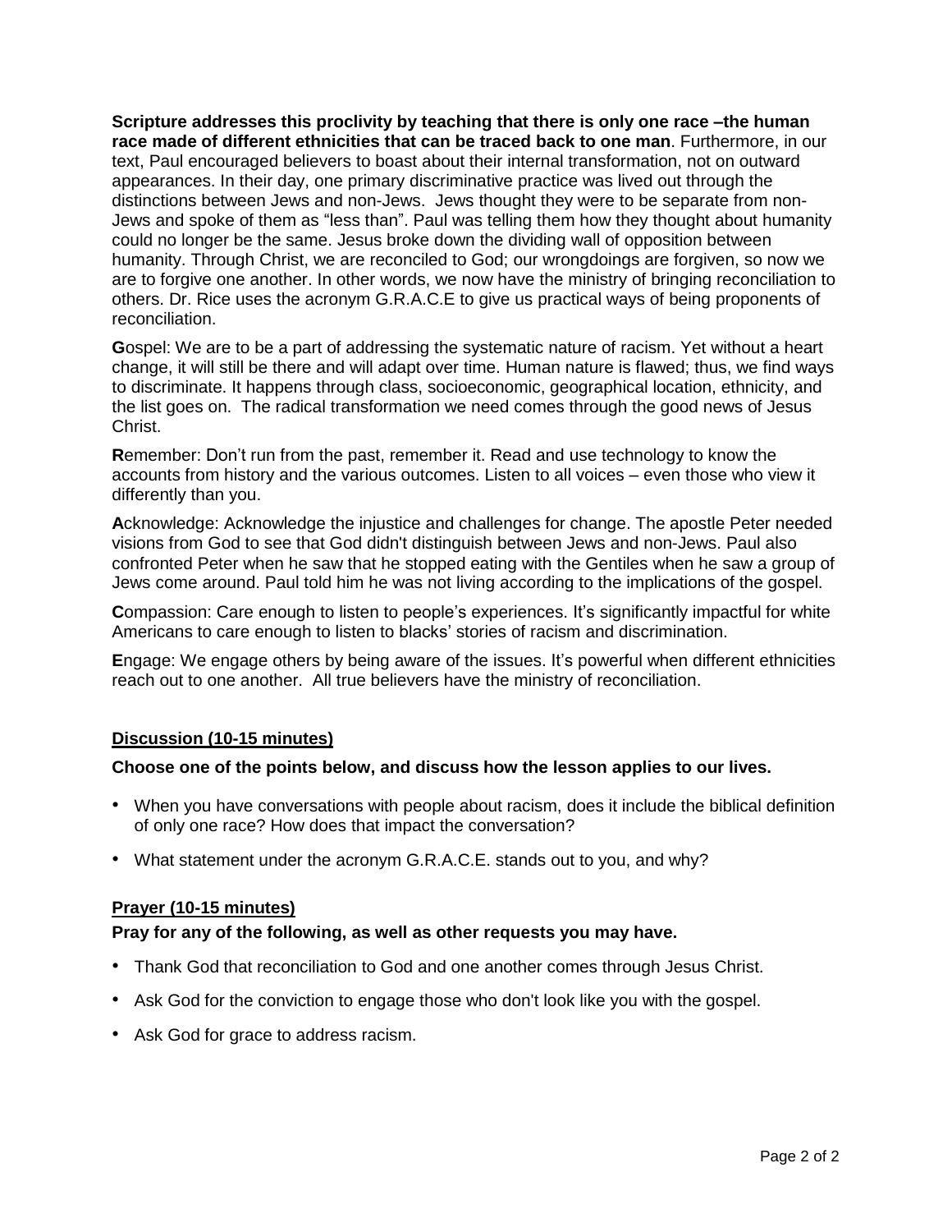**Scripture addresses this proclivity by teaching that there is only one race –the human race made of different ethnicities that can be traced back to one man**. Furthermore, in our text, Paul encouraged believers to boast about their internal transformation, not on outward appearances. In their day, one primary discriminative practice was lived out through the distinctions between Jews and non-Jews. Jews thought they were to be separate from non-Jews and spoke of them as "less than". Paul was telling them how they thought about humanity could no longer be the same. Jesus broke down the dividing wall of opposition between humanity. Through Christ, we are reconciled to God; our wrongdoings are forgiven, so now we are to forgive one another. In other words, we now have the ministry of bringing reconciliation to others. Dr. Rice uses the acronym G.R.A.C.E to give us practical ways of being proponents of reconciliation.

**G**ospel: We are to be a part of addressing the systematic nature of racism. Yet without a heart change, it will still be there and will adapt over time. Human nature is flawed; thus, we find ways to discriminate. It happens through class, socioeconomic, geographical location, ethnicity, and the list goes on. The radical transformation we need comes through the good news of Jesus Christ.

**R**emember: Don't run from the past, remember it. Read and use technology to know the accounts from history and the various outcomes. Listen to all voices – even those who view it differently than you.

**A**cknowledge: Acknowledge the injustice and challenges for change. The apostle Peter needed visions from God to see that God didn't distinguish between Jews and non-Jews. Paul also confronted Peter when he saw that he stopped eating with the Gentiles when he saw a group of Jews come around. Paul told him he was not living according to the implications of the gospel.

**C**ompassion: Care enough to listen to people's experiences. It's significantly impactful for white Americans to care enough to listen to blacks' stories of racism and discrimination.

**E**ngage: We engage others by being aware of the issues. It's powerful when different ethnicities reach out to one another. All true believers have the ministry of reconciliation.

## Discussion (10-15 minutes)

**Choose one of the points below, and discuss how the lesson applies to our lives.**

- When you have conversations with people about racism, does it include the biblical definition of only one race? How does that impact the conversation?
- What statement under the acronym G.R.A.C.E. stands out to you, and why?

## Prayer (10-15 minutes)

**Pray for any of the following, as well as other requests you may have.**

- Thank God that reconciliation to God and one another comes through Jesus Christ.
- Ask God for the conviction to engage those who don't look like you with the gospel.
- Ask God for grace to address racism.